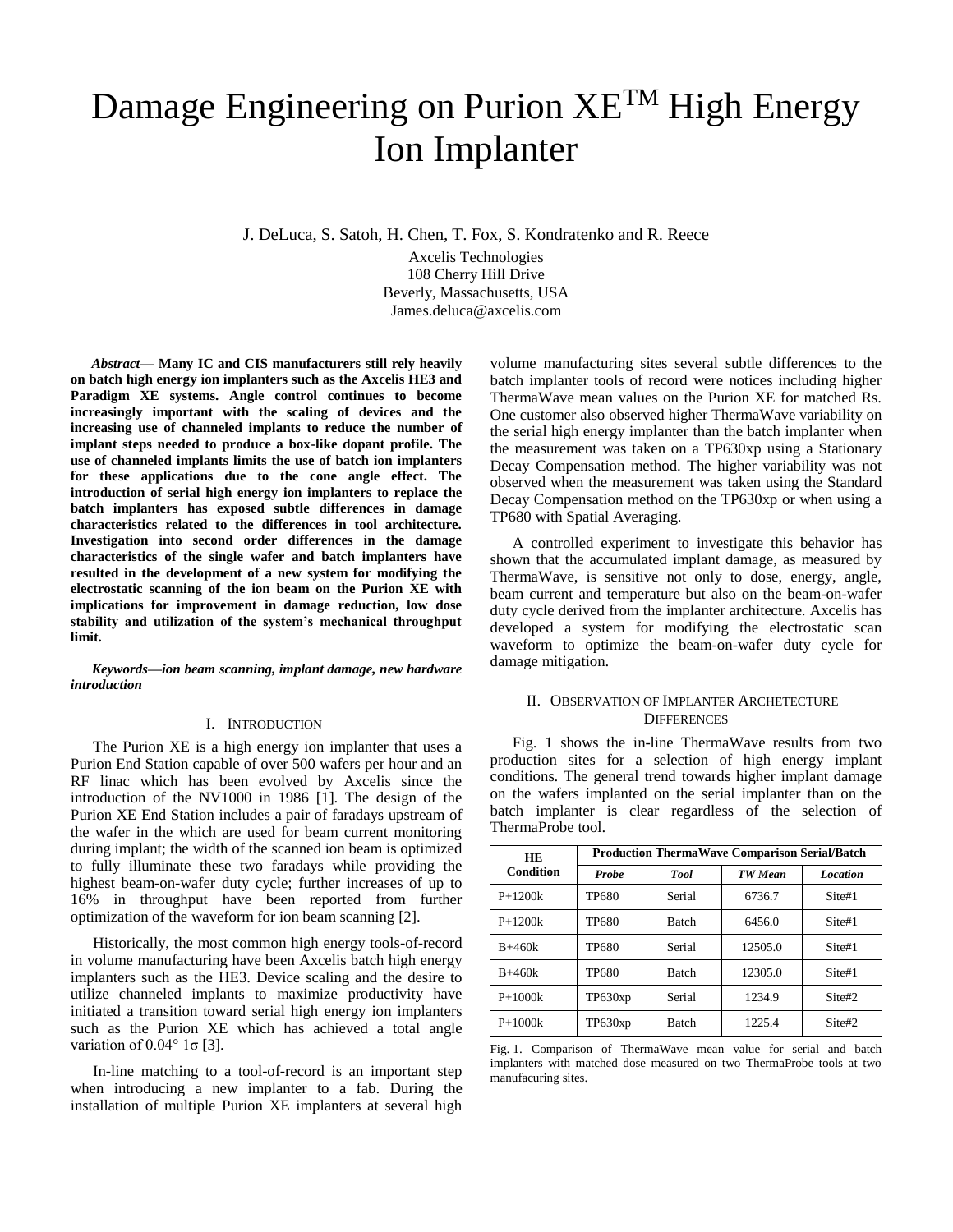# Damage Engineering on Purion XE™ High Energy Ion Implanter

J. DeLuca, S. Satoh, H. Chen, T. Fox, S. Kondratenko and R. Reece

Axcelis Technologies
108 Cherry Hill Drive
Beverly, Massachusetts, USA
James.deluca@axcelis.com

***Abstract*— Many IC and CIS manufacturers still rely heavily on batch high energy ion implanters such as the Axcelis HE3 and Paradigm XE systems. Angle control continues to become increasingly important with the scaling of devices and the increasing use of channeled implants to reduce the number of implant steps needed to produce a box-like dopant profile. The use of channeled implants limits the use of batch ion implanters for these applications due to the cone angle effect. The introduction of serial high energy ion implanters to replace the batch implanters has exposed subtle differences in damage characteristics related to the differences in tool architecture. Investigation into second order differences in the damage characteristics of the single wafer and batch implanters have resulted in the development of a new system for modifying the electrostatic scanning of the ion beam on the Purion XE with implications for improvement in damage reduction, low dose stability and utilization of the system's mechanical throughput limit.**

***Keywords—ion beam scanning, implant damage, new hardware introduction***

## I. Introduction

The Purion XE is a high energy ion implanter that uses a Purion End Station capable of over 500 wafers per hour and an RF linac which has been evolved by Axcelis since the introduction of the NV1000 in 1986 [1]. The design of the Purion XE End Station includes a pair of faradays upstream of the wafer in the which are used for beam current monitoring during implant; the width of the scanned ion beam is optimized to fully illuminate these two faradays while providing the highest beam-on-wafer duty cycle; further increases of up to 16% in throughput have been reported from further optimization of the waveform for ion beam scanning [2].

Historically, the most common high energy tools-of-record in volume manufacturing have been Axcelis batch high energy implanters such as the HE3. Device scaling and the desire to utilize channeled implants to maximize productivity have initiated a transition toward serial high energy ion implanters such as the Purion XE which has achieved a total angle variation of 0.04° 1σ [3].

In-line matching to a tool-of-record is an important step when introducing a new implanter to a fab. During the installation of multiple Purion XE implanters at several high volume manufacturing sites several subtle differences to the batch implanter tools of record were notices including higher ThermaWave mean values on the Purion XE for matched Rs. One customer also observed higher ThermaWave variability on the serial high energy implanter than the batch implanter when the measurement was taken on a TP630xp using a Stationary Decay Compensation method. The higher variability was not observed when the measurement was taken using the Standard Decay Compensation method on the TP630xp or when using a TP680 with Spatial Averaging.

A controlled experiment to investigate this behavior has shown that the accumulated implant damage, as measured by ThermaWave, is sensitive not only to dose, energy, angle, beam current and temperature but also on the beam-on-wafer duty cycle derived from the implanter architecture. Axcelis has developed a system for modifying the electrostatic scan waveform to optimize the beam-on-wafer duty cycle for damage mitigation.

## II. Observation of Implanter Archetecture Differences

Fig. 1 shows the in-line ThermaWave results from two production sites for a selection of high energy implant conditions. The general trend towards higher implant damage on the wafers implanted on the serial implanter than on the batch implanter is clear regardless of the selection of ThermaProbe tool.

| HE Condition | Production ThermaWave Comparison Serial/Batch | | | |
|---|---|---|---|---|
| | ***Probe*** | ***Tool*** | ***TW Mean*** | ***Location*** |
| P+1200k | TP680 | Serial | 6736.7 | Site#1 |
| P+1200k | TP680 | Batch | 6456.0 | Site#1 |
| B+460k | TP680 | Serial | 12505.0 | Site#1 |
| B+460k | TP680 | Batch | 12305.0 | Site#1 |
| P+1000k | TP630xp | Serial | 1234.9 | Site#2 |
| P+1000k | TP630xp | Batch | 1225.4 | Site#2 |

Fig. 1. Comparison of ThermaWave mean value for serial and batch implanters with matched dose measured on two ThermaProbe tools at two manufacuring sites.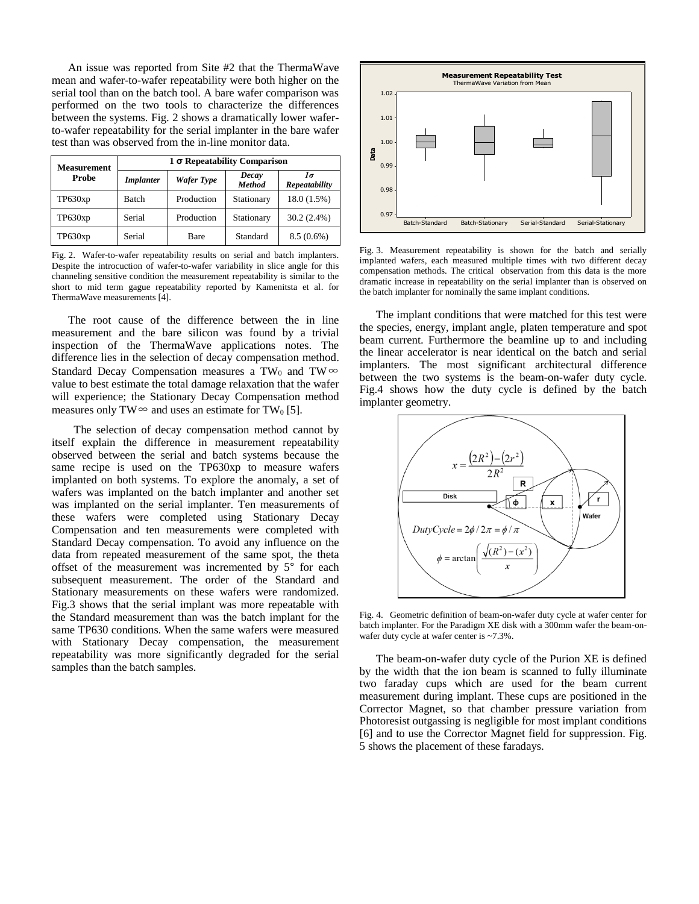An issue was reported from Site #2 that the ThermaWave mean and wafer-to-wafer repeatability were both higher on the serial tool than on the batch tool. A bare wafer comparison was performed on the two tools to characterize the differences between the systems. Fig. 2 shows a dramatically lower wafer-to-wafer repeatability for the serial implanter in the bare wafer test than was observed from the in-line monitor data.

| Measurement Probe | 1 σ Repeatability Comparison | | | |
|---|---|---|---|---|
| | *Implanter* | *Wafer Type* | *Decay Method* | *1σ Repeatability* |
| TP630xp | Batch | Production | Stationary | 18.0 (1.5%) |
| TP630xp | Serial | Production | Stationary | 30.2 (2.4%) |
| TP630xp | Serial | Bare | Standard | 8.5 (0.6%) |

Fig. 2. Wafer-to-wafer repeatability results on serial and batch implanters. Despite the introcuction of wafer-to-wafer variability in slice angle for this channeling sensitive condition the measurement repeatability is similar to the short to mid term gague repeatability reported by Kamenitsta et al. for ThermaWave measurements [4].

The root cause of the difference between the in line measurement and the bare silicon was found by a trivial inspection of the ThermaWave applications notes. The difference lies in the selection of decay compensation method. Standard Decay Compensation measures a $TW_0$ and $TW\infty$ value to best estimate the total damage relaxation that the wafer will experience; the Stationary Decay Compensation method measures only $TW\infty$ and uses an estimate for $TW_0$ [5].

The selection of decay compensation method cannot by itself explain the difference in measurement repeatability observed between the serial and batch systems because the same recipe is used on the TP630xp to measure wafers implanted on both systems. To explore the anomaly, a set of wafers was implanted on the batch implanter and another set was implanted on the serial implanter. Ten measurements of these wafers were completed using Stationary Decay Compensation and ten measurements were completed with Standard Decay compensation. To avoid any influence on the data from repeated measurement of the same spot, the theta offset of the measurement was incremented by 5° for each subsequent measurement. The order of the Standard and Stationary measurements on these wafers were randomized. Fig.3 shows that the serial implant was more repeatable with the Standard measurement than was the batch implant for the same TP630 conditions. When the same wafers were measured with Stationary Decay compensation, the measurement repeatability was more significantly degraded for the serial samples than the batch samples.

Fig. 3. Measurement repeatability is shown for the batch and serially implanted wafers, each measured multiple times with two different decay compensation methods. The critical observation from this data is the more dramatic increase in repeatability on the serial implanter than is observed on the batch implanter for nominally the same implant conditions.

The implant conditions that were matched for this test were the species, energy, implant angle, platen temperature and spot beam current. Furthermore the beamline up to and including the linear accelerator is near identical on the batch and serial implanters. The most significant architectural difference between the two systems is the beam-on-wafer duty cycle. Fig.4 shows how the duty cycle is defined by the batch implanter geometry.

$$x = \frac{(2R^2) - (2r^2)}{2R^2}$$

$$DutyCycle = 2\phi / 2\pi = \phi / \pi$$

$$\phi = \arctan\left(\frac{\sqrt{(R^2) - (x^2)}}{x}\right)$$

Fig. 4. Geometric definition of beam-on-wafer duty cycle at wafer center for batch implanter. For the Paradigm XE disk with a 300mm wafer the beam-on-wafer duty cycle at wafer center is ~7.3%.

The beam-on-wafer duty cycle of the Purion XE is defined by the width that the ion beam is scanned to fully illuminate two faraday cups which are used for the beam current measurement during implant. These cups are positioned in the Corrector Magnet, so that chamber pressure variation from Photoresist outgassing is negligible for most implant conditions [6] and to use the Corrector Magnet field for suppression. Fig. 5 shows the placement of these faradays.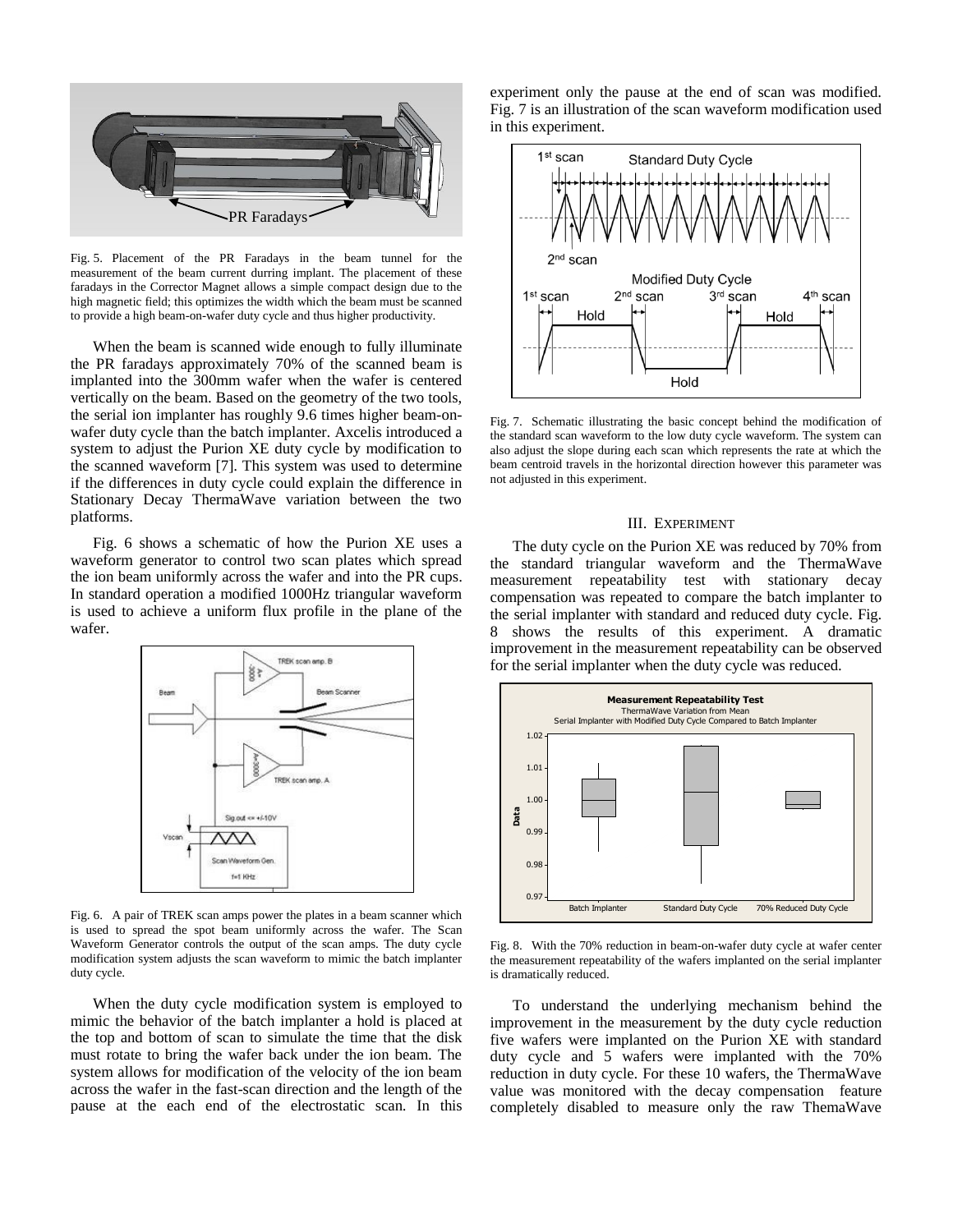PR Faradays

Fig. 5. Placement of the PR Faradays in the beam tunnel for the measurement of the beam current durring implant. The placement of these faradays in the Corrector Magnet allows a simple compact design due to the high magnetic field; this optimizes the width which the beam must be scanned to provide a high beam-on-wafer duty cycle and thus higher productivity.

When the beam is scanned wide enough to fully illuminate the PR faradays approximately 70% of the scanned beam is implanted into the 300mm wafer when the wafer is centered vertically on the beam. Based on the geometry of the two tools, the serial ion implanter has roughly 9.6 times higher beam-on-wafer duty cycle than the batch implanter. Axcelis introduced a system to adjust the Purion XE duty cycle by modification to the scanned waveform [7]. This system was used to determine if the differences in duty cycle could explain the difference in Stationary Decay ThermaWave variation between the two platforms.

Fig. 6 shows a schematic of how the Purion XE uses a waveform generator to control two scan plates which spread the ion beam uniformly across the wafer and into the PR cups. In standard operation a modified 1000Hz triangular waveform is used to achieve a uniform flux profile in the plane of the wafer.

Fig. 6. A pair of TREK scan amps power the plates in a beam scanner which is used to spread the spot beam uniformly across the wafer. The Scan Waveform Generator controls the output of the scan amps. The duty cycle modification system adjusts the scan waveform to mimic the batch implanter duty cycle.

When the duty cycle modification system is employed to mimic the behavior of the batch implanter a hold is placed at the top and bottom of scan to simulate the time that the disk must rotate to bring the wafer back under the ion beam. The system allows for modification of the velocity of the ion beam across the wafer in the fast-scan direction and the length of the pause at the each end of the electrostatic scan. In this experiment only the pause at the end of scan was modified. Fig. 7 is an illustration of the scan waveform modification used in this experiment.

Fig. 7. Schematic illustrating the basic concept behind the modification of the standard scan waveform to the low duty cycle waveform. The system can also adjust the slope during each scan which represents the rate at which the beam centroid travels in the horizontal direction however this parameter was not adjusted in this experiment.

## III. Experiment

The duty cycle on the Purion XE was reduced by 70% from the standard triangular waveform and the ThermaWave measurement repeatability test with stationary decay compensation was repeated to compare the batch implanter to the serial implanter with standard and reduced duty cycle. Fig. 8 shows the results of this experiment. A dramatic improvement in the measurement repeatability can be observed for the serial implanter when the duty cycle was reduced.

Fig. 8. With the 70% reduction in beam-on-wafer duty cycle at wafer center the measurement repeatability of the wafers implanted on the serial implanter is dramatically reduced.

To understand the underlying mechanism behind the improvement in the measurement by the duty cycle reduction five wafers were implanted on the Purion XE with standard duty cycle and 5 wafers were implanted with the 70% reduction in duty cycle. For these 10 wafers, the ThermaWave value was monitored with the decay compensation feature completely disabled to measure only the raw ThemaWave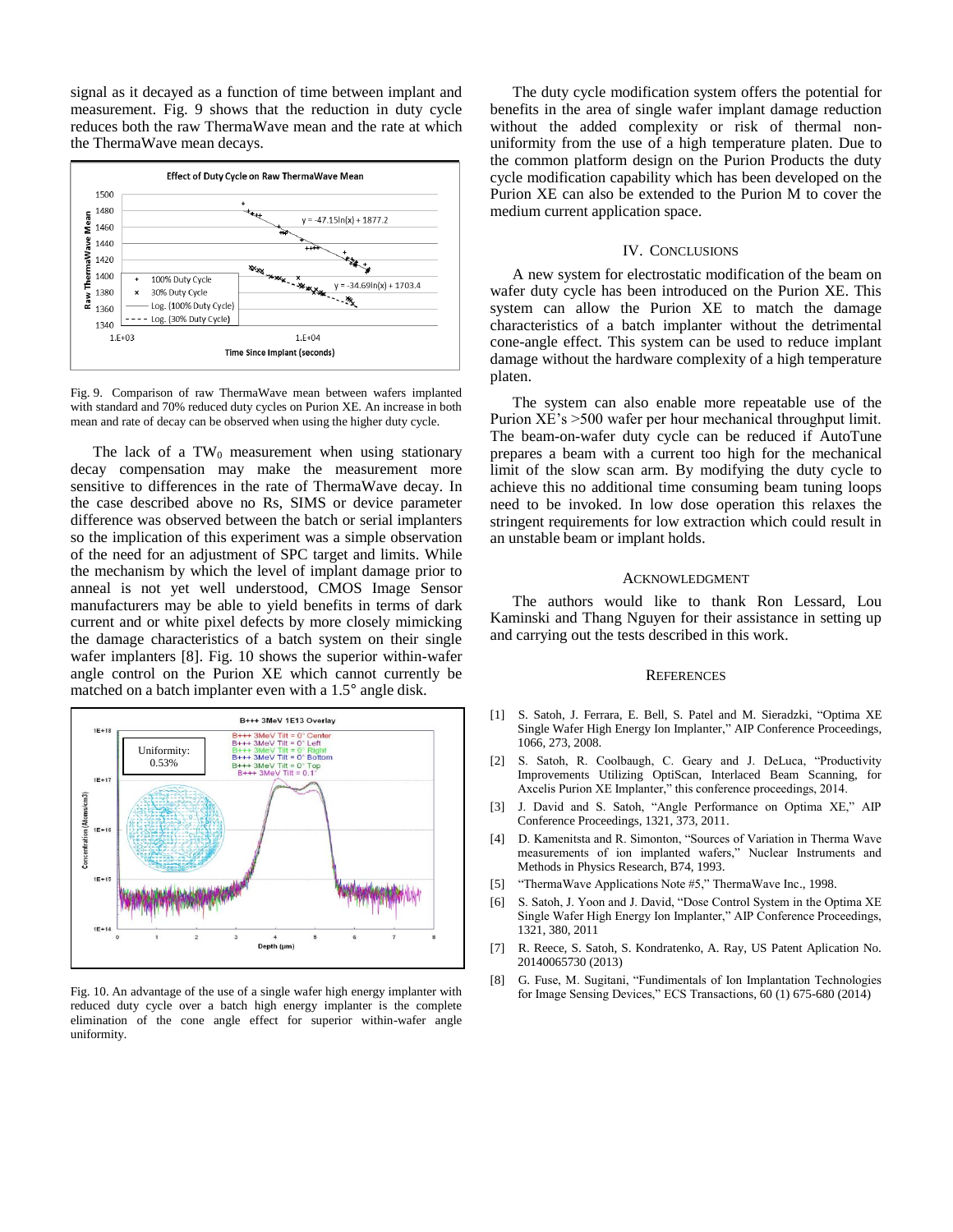signal as it decayed as a function of time between implant and measurement. Fig. 9 shows that the reduction in duty cycle reduces both the raw ThermaWave mean and the rate at which the ThermaWave mean decays.

Effect of Duty Cycle on Raw ThermaWave Mean

Raw ThermaWave Mean

1500
1480
1460
1440
1420
1400
1380
1360
1340

1.E+03
1.E+04

Time Since Implant (seconds)

y = -47.15ln(x) + 1877.2

y = -34.69ln(x) + 1703.4

100% Duty Cycle
30% Duty Cycle
Log. (100% Duty Cycle)
Log. (30% Duty Cycle)

Fig. 9. Comparison of raw ThermaWave mean between wafers implanted with standard and 70% reduced duty cycles on Purion XE. An increase in both mean and rate of decay can be observed when using the higher duty cycle.

The lack of a $TW_0$ measurement when using stationary decay compensation may make the measurement more sensitive to differences in the rate of ThermaWave decay. In the case described above no Rs, SIMS or device parameter difference was observed between the batch or serial implanters so the implication of this experiment was a simple observation of the need for an adjustment of SPC target and limits. While the mechanism by which the level of implant damage prior to anneal is not yet well understood, CMOS Image Sensor manufacturers may be able to yield benefits in terms of dark current and or white pixel defects by more closely mimicking the damage characteristics of a batch system on their single wafer implanters [8]. Fig. 10 shows the superior within-wafer angle control on the Purion XE which cannot currently be matched on a batch implanter even with a 1.5° angle disk.

B+++ 3MeV 1E13 Overlay

Uniformity: 0.53%

B+++ 3MeV Tilt = 0° Center
B+++ 3MeV Tilt = 0° Left
B+++ 3MeV Tilt = 0° Right
B+++ 3MeV Tilt = 0° Bottom
B+++ 3MeV Tilt = 0° Top
B+++ 3MeV Tilt = 0.1°

Concentration (Atoms/cm3)

1E+18
1E+17
1E+16
1E+15
1E+14

0 1 2 3 4 5 6 7 8

Depth (µm)

Fig. 10. An advantage of the use of a single wafer high energy implanter with reduced duty cycle over a batch high energy implanter is the complete elimination of the cone angle effect for superior within-wafer angle uniformity.

The duty cycle modification system offers the potential for benefits in the area of single wafer implant damage reduction without the added complexity or risk of thermal non-uniformity from the use of a high temperature platen. Due to the common platform design on the Purion Products the duty cycle modification capability which has been developed on the Purion XE can also be extended to the Purion M to cover the medium current application space.

## IV. CONCLUSIONS

A new system for electrostatic modification of the beam on wafer duty cycle has been introduced on the Purion XE. This system can allow the Purion XE to match the damage characteristics of a batch implanter without the detrimental cone-angle effect. This system can be used to reduce implant damage without the hardware complexity of a high temperature platen.

The system can also enable more repeatable use of the Purion XE's >500 wafer per hour mechanical throughput limit. The beam-on-wafer duty cycle can be reduced if AutoTune prepares a beam with a current too high for the mechanical limit of the slow scan arm. By modifying the duty cycle to achieve this no additional time consuming beam tuning loops need to be invoked. In low dose operation this relaxes the stringent requirements for low extraction which could result in an unstable beam or implant holds.

## ACKNOWLEDGMENT

The authors would like to thank Ron Lessard, Lou Kaminski and Thang Nguyen for their assistance in setting up and carrying out the tests described in this work.

## REFERENCES

[1] S. Satoh, J. Ferrara, E. Bell, S. Patel and M. Sieradzki, "Optima XE Single Wafer High Energy Ion Implanter," AIP Conference Proceedings, 1066, 273, 2008.

[2] S. Satoh, R. Coolbaugh, C. Geary and J. DeLuca, "Productivity Improvements Utilizing OptiScan, Interlaced Beam Scanning, for Axcelis Purion XE Implanter," this conference proceedings, 2014.

[3] J. David and S. Satoh, "Angle Performance on Optima XE," AIP Conference Proceedings, 1321, 373, 2011.

[4] D. Kamenitsta and R. Simonton, "Sources of Variation in Therma Wave measurements of ion implanted wafers," Nuclear Instruments and Methods in Physics Research, B74, 1993.

[5] "ThermaWave Applications Note #5," ThermaWave Inc., 1998.

[6] S. Satoh, J. Yoon and J. David, "Dose Control System in the Optima XE Single Wafer High Energy Ion Implanter," AIP Conference Proceedings, 1321, 380, 2011

[7] R. Reece, S. Satoh, S. Kondratenko, A. Ray, US Patent Aplication No. 20140065730 (2013)

[8] G. Fuse, M. Sugitani, "Fundimentals of Ion Implantation Technologies for Image Sensing Devices," ECS Transactions, 60 (1) 675-680 (2014)